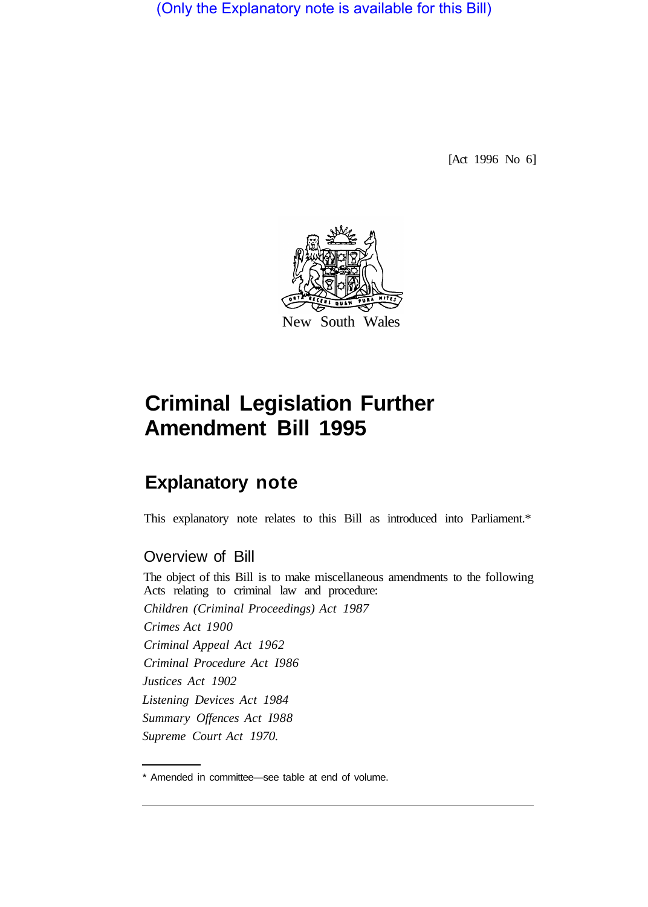(Only the Explanatory note is available for this Bill)

[Act 1996 No 6]

New South Wales

# Criminal Legislation Further Amendment Bill 1995

## Explanatory note

This explanatory note relates to this Bill as introduced into Parliament.*

### Overview of Bill

The object of this Bill is to make miscellaneous amendments to the following Acts relating to criminal law and procedure:

*Children (Criminal Proceedings) Act 1987*

*Crimes Act 1900*

*Criminal Appeal Act 1962*

*Criminal Procedure Act 1986*

*Justices Act 1902*

*Listening Devices Act 1984*

*Summary Offences Act 1988*

*Supreme Court Act 1970.*

* Amended in committee—see table at end of volume.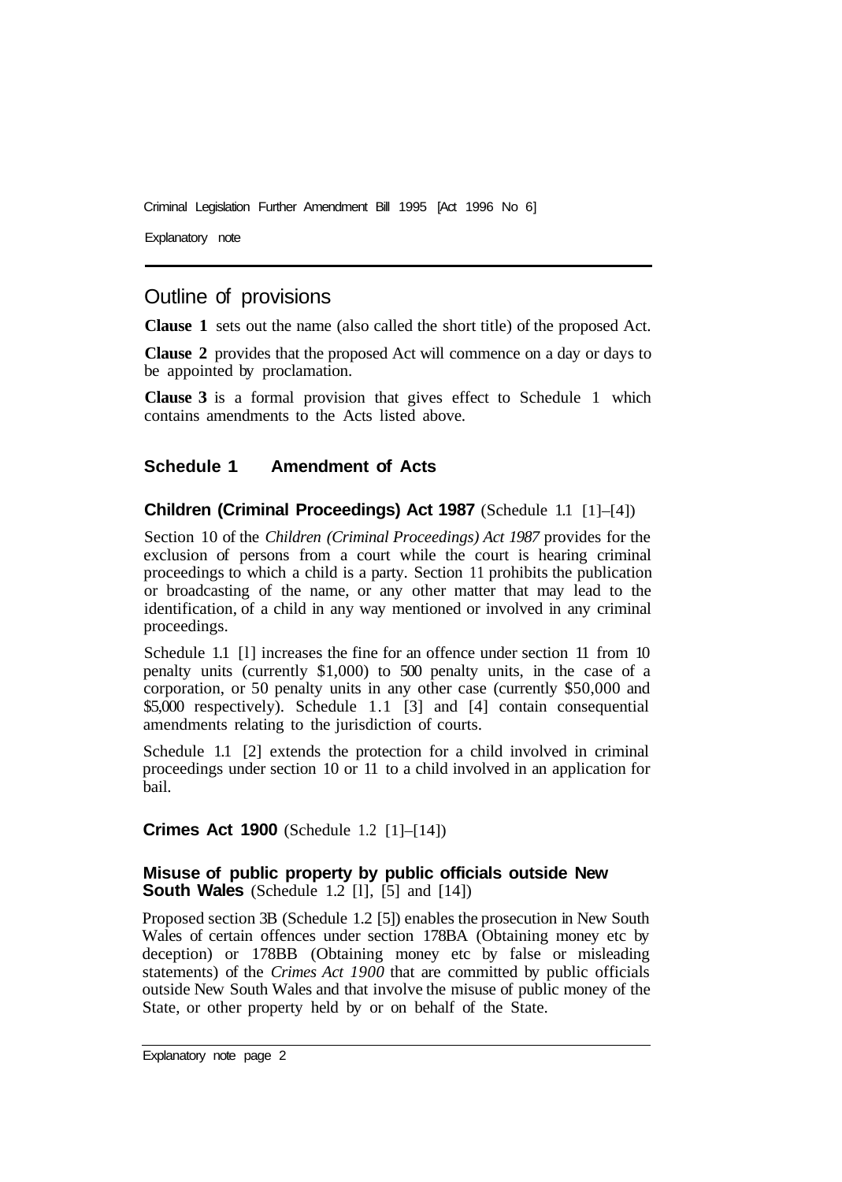## Outline of provisions

**Clause 1** sets out the name (also called the short title) of the proposed Act.

**Clause 2** provides that the proposed Act will commence on a day or days to be appointed by proclamation.

**Clause 3** is a formal provision that gives effect to Schedule 1 which contains amendments to the Acts listed above.

### Schedule 1 Amendment of Acts

#### Children (Criminal Proceedings) Act 1987 (Schedule 1.1 [1]–[4])

Section 10 of the *Children (Criminal Proceedings) Act 1987* provides for the exclusion of persons from a court while the court is hearing criminal proceedings to which a child is a party. Section 11 prohibits the publication or broadcasting of the name, or any other matter that may lead to the identification, of a child in any way mentioned or involved in any criminal proceedings.

Schedule 1.1 [1] increases the fine for an offence under section 11 from 10 penalty units (currently $1,000) to 500 penalty units, in the case of a corporation, or 50 penalty units in any other case (currently $50,000 and $5,000 respectively). Schedule 1.1 [3] and [4] contain consequential amendments relating to the jurisdiction of courts.

Schedule 1.1 [2] extends the protection for a child involved in criminal proceedings under section 10 or 11 to a child involved in an application for bail.

#### Crimes Act 1900 (Schedule 1.2 [1]–[14])

##### Misuse of public property by public officials outside New South Wales (Schedule 1.2 [1], [5] and [14])

Proposed section 3B (Schedule 1.2 [5]) enables the prosecution in New South Wales of certain offences under section 178BA (Obtaining money etc by deception) or 178BB (Obtaining money etc by false or misleading statements) of the *Crimes Act 1900* that are committed by public officials outside New South Wales and that involve the misuse of public money of the State, or other property held by or on behalf of the State.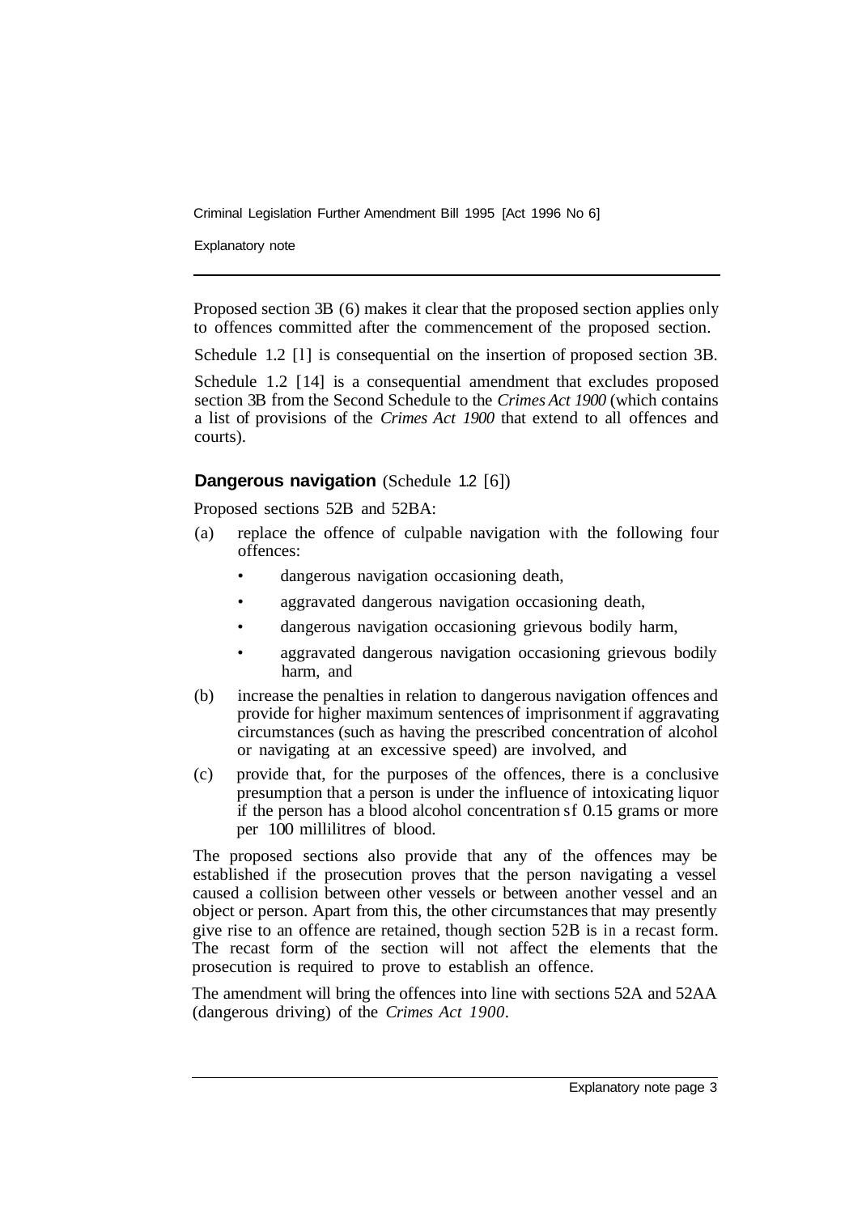Proposed section 3B (6) makes it clear that the proposed section applies only to offences committed after the commencement of the proposed section.

Schedule 1.2 [1] is consequential on the insertion of proposed section 3B.

Schedule 1.2 [14] is a consequential amendment that excludes proposed section 3B from the Second Schedule to the *Crimes Act 1900* (which contains a list of provisions of the *Crimes Act 1900* that extend to all offences and courts).

### **Dangerous navigation** (Schedule 1.2 [6])

Proposed sections 52B and 52BA:

(a) replace the offence of culpable navigation with the following four offences:

- dangerous navigation occasioning death,
- aggravated dangerous navigation occasioning death,
- dangerous navigation occasioning grievous bodily harm,
- aggravated dangerous navigation occasioning grievous bodily harm, and

(b) increase the penalties in relation to dangerous navigation offences and provide for higher maximum sentences of imprisonment if aggravating circumstances (such as having the prescribed concentration of alcohol or navigating at an excessive speed) are involved, and

(c) provide that, for the purposes of the offences, there is a conclusive presumption that a person is under the influence of intoxicating liquor if the person has a blood alcohol concentration sf 0.15 grams or more per 100 millilitres of blood.

The proposed sections also provide that any of the offences may be established if the prosecution proves that the person navigating a vessel caused a collision between other vessels or between another vessel and an object or person. Apart from this, the other circumstances that may presently give rise to an offence are retained, though section 52B is in a recast form. The recast form of the section will not affect the elements that the prosecution is required to prove to establish an offence.

The amendment will bring the offences into line with sections 52A and 52AA (dangerous driving) of the *Crimes Act 1900*.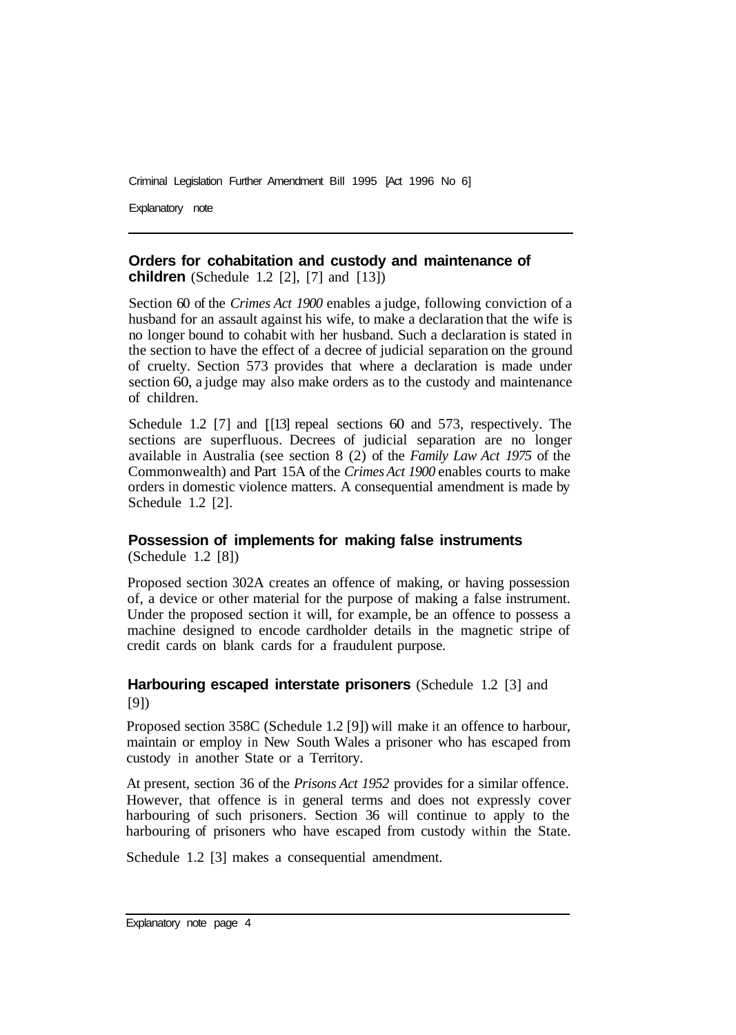**Orders for cohabitation and custody and maintenance of children** (Schedule 1.2 [2], [7] and [13])

Section 60 of the *Crimes Act 1900* enables a judge, following conviction of a husband for an assault against his wife, to make a declaration that the wife is no longer bound to cohabit with her husband. Such a declaration is stated in the section to have the effect of a decree of judicial separation on the ground of cruelty. Section 573 provides that where a declaration is made under section 60, a judge may also make orders as to the custody and maintenance of children.

Schedule 1.2 [7] and [[13] repeal sections 60 and 573, respectively. The sections are superfluous. Decrees of judicial separation are no longer available in Australia (see section 8 (2) of the *Family Law Act 1975* of the Commonwealth) and Part 15A of the *Crimes Act 1900* enables courts to make orders in domestic violence matters. A consequential amendment is made by Schedule 1.2 [2].

**Possession of implements for making false instruments** (Schedule 1.2 [8])

Proposed section 302A creates an offence of making, or having possession of, a device or other material for the purpose of making a false instrument. Under the proposed section it will, for example, be an offence to possess a machine designed to encode cardholder details in the magnetic stripe of credit cards on blank cards for a fraudulent purpose.

**Harbouring escaped interstate prisoners** (Schedule 1.2 [3] and [9])

Proposed section 358C (Schedule 1.2 [9]) will make it an offence to harbour, maintain or employ in New South Wales a prisoner who has escaped from custody in another State or a Territory.

At present, section 36 of the *Prisons Act 1952* provides for a similar offence. However, that offence is in general terms and does not expressly cover harbouring of such prisoners. Section 36 will continue to apply to the harbouring of prisoners who have escaped from custody within the State.

Schedule 1.2 [3] makes a consequential amendment.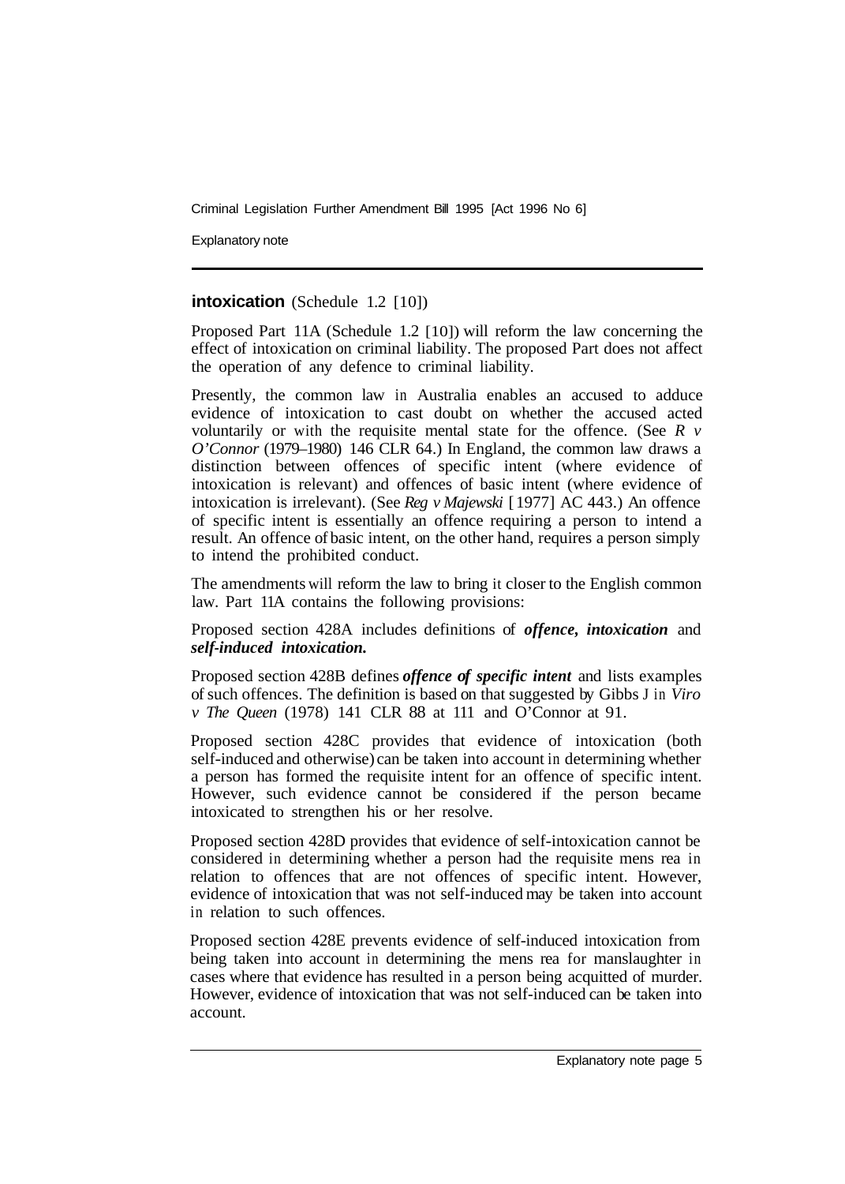**intoxication** (Schedule 1.2 [10])

Proposed Part 11A (Schedule 1.2 [10]) will reform the law concerning the effect of intoxication on criminal liability. The proposed Part does not affect the operation of any defence to criminal liability.

Presently, the common law in Australia enables an accused to adduce evidence of intoxication to cast doubt on whether the accused acted voluntarily or with the requisite mental state for the offence. (See *R v O'Connor* (1979–1980) 146 CLR 64.) In England, the common law draws a distinction between offences of specific intent (where evidence of intoxication is relevant) and offences of basic intent (where evidence of intoxication is irrelevant). (See *Reg v Majewski* [1977] AC 443.) An offence of specific intent is essentially an offence requiring a person to intend a result. An offence of basic intent, on the other hand, requires a person simply to intend the prohibited conduct.

The amendments will reform the law to bring it closer to the English common law. Part 11A contains the following provisions:

Proposed section 428A includes definitions of ***offence, intoxication*** and ***self-induced intoxication.***

Proposed section 428B defines ***offence of specific intent*** and lists examples of such offences. The definition is based on that suggested by Gibbs J in *Viro v The Queen* (1978) 141 CLR 88 at 111 and O'Connor at 91.

Proposed section 428C provides that evidence of intoxication (both self-induced and otherwise) can be taken into account in determining whether a person has formed the requisite intent for an offence of specific intent. However, such evidence cannot be considered if the person became intoxicated to strengthen his or her resolve.

Proposed section 428D provides that evidence of self-intoxication cannot be considered in determining whether a person had the requisite mens rea in relation to offences that are not offences of specific intent. However, evidence of intoxication that was not self-induced may be taken into account in relation to such offences.

Proposed section 428E prevents evidence of self-induced intoxication from being taken into account in determining the mens rea for manslaughter in cases where that evidence has resulted in a person being acquitted of murder. However, evidence of intoxication that was not self-induced can be taken into account.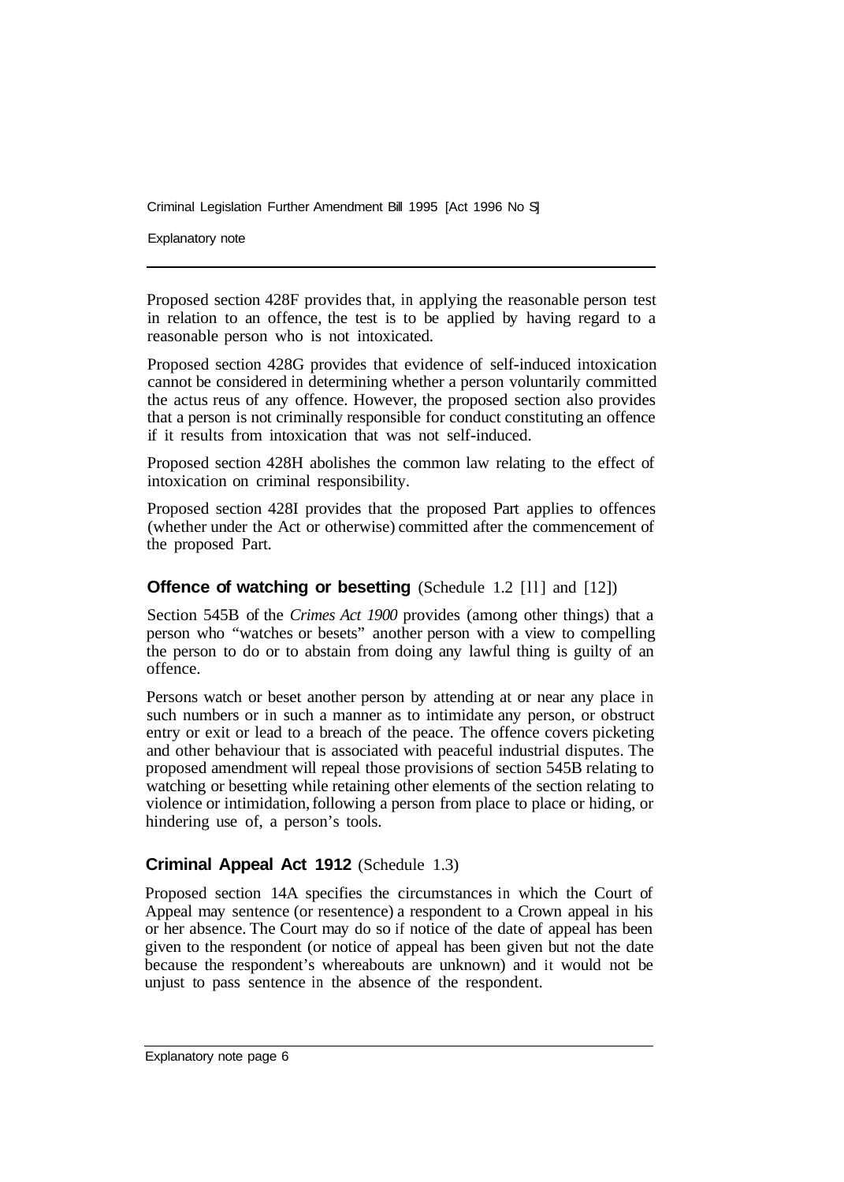Proposed section 428F provides that, in applying the reasonable person test in relation to an offence, the test is to be applied by having regard to a reasonable person who is not intoxicated.

Proposed section 428G provides that evidence of self-induced intoxication cannot be considered in determining whether a person voluntarily committed the actus reus of any offence. However, the proposed section also provides that a person is not criminally responsible for conduct constituting an offence if it results from intoxication that was not self-induced.

Proposed section 428H abolishes the common law relating to the effect of intoxication on criminal responsibility.

Proposed section 428I provides that the proposed Part applies to offences (whether under the Act or otherwise) committed after the commencement of the proposed Part.

### Offence of watching or besetting (Schedule 1.2 [11] and [12])

Section 545B of the *Crimes Act 1900* provides (among other things) that a person who "watches or besets" another person with a view to compelling the person to do or to abstain from doing any lawful thing is guilty of an offence.

Persons watch or beset another person by attending at or near any place in such numbers or in such a manner as to intimidate any person, or obstruct entry or exit or lead to a breach of the peace. The offence covers picketing and other behaviour that is associated with peaceful industrial disputes. The proposed amendment will repeal those provisions of section 545B relating to watching or besetting while retaining other elements of the section relating to violence or intimidation, following a person from place to place or hiding, or hindering use of, a person's tools.

### Criminal Appeal Act 1912 (Schedule 1.3)

Proposed section 14A specifies the circumstances in which the Court of Appeal may sentence (or resentence) a respondent to a Crown appeal in his or her absence. The Court may do so if notice of the date of appeal has been given to the respondent (or notice of appeal has been given but not the date because the respondent's whereabouts are unknown) and it would not be unjust to pass sentence in the absence of the respondent.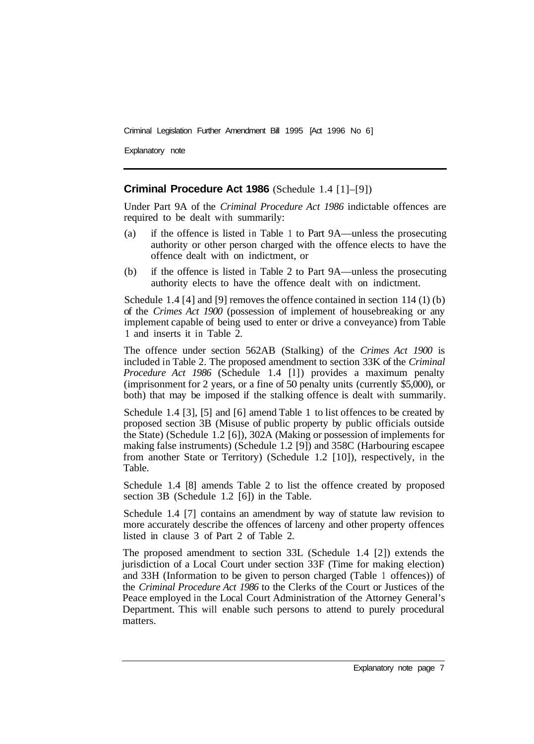**Criminal Procedure Act 1986** (Schedule 1.4 [1]–[9])

Under Part 9A of the *Criminal Procedure Act 1986* indictable offences are required to be dealt with summarily:

(a) if the offence is listed in Table 1 to Part 9A—unless the prosecuting authority or other person charged with the offence elects to have the offence dealt with on indictment, or

(b) if the offence is listed in Table 2 to Part 9A—unless the prosecuting authority elects to have the offence dealt with on indictment.

Schedule 1.4 [4] and [9] removes the offence contained in section 114 (1) (b) of the *Crimes Act 1900* (possession of implement of housebreaking or any implement capable of being used to enter or drive a conveyance) from Table 1 and inserts it in Table 2.

The offence under section 562AB (Stalking) of the *Crimes Act 1900* is included in Table 2. The proposed amendment to section 33K of the *Criminal Procedure Act 1986* (Schedule 1.4 [1]) provides a maximum penalty (imprisonment for 2 years, or a fine of 50 penalty units (currently $5,000), or both) that may be imposed if the stalking offence is dealt with summarily.

Schedule 1.4 [3], [5] and [6] amend Table 1 to list offences to be created by proposed section 3B (Misuse of public property by public officials outside the State) (Schedule 1.2 [6]), 302A (Making or possession of implements for making false instruments) (Schedule 1.2 [9]) and 358C (Harbouring escapee from another State or Territory) (Schedule 1.2 [10]), respectively, in the Table.

Schedule 1.4 [8] amends Table 2 to list the offence created by proposed section 3B (Schedule 1.2 [6]) in the Table.

Schedule 1.4 [7] contains an amendment by way of statute law revision to more accurately describe the offences of larceny and other property offences listed in clause 3 of Part 2 of Table 2.

The proposed amendment to section 33L (Schedule 1.4 [2]) extends the jurisdiction of a Local Court under section 33F (Time for making election) and 33H (Information to be given to person charged (Table 1 offences)) of the *Criminal Procedure Act 1986* to the Clerks of the Court or Justices of the Peace employed in the Local Court Administration of the Attorney General's Department. This will enable such persons to attend to purely procedural matters.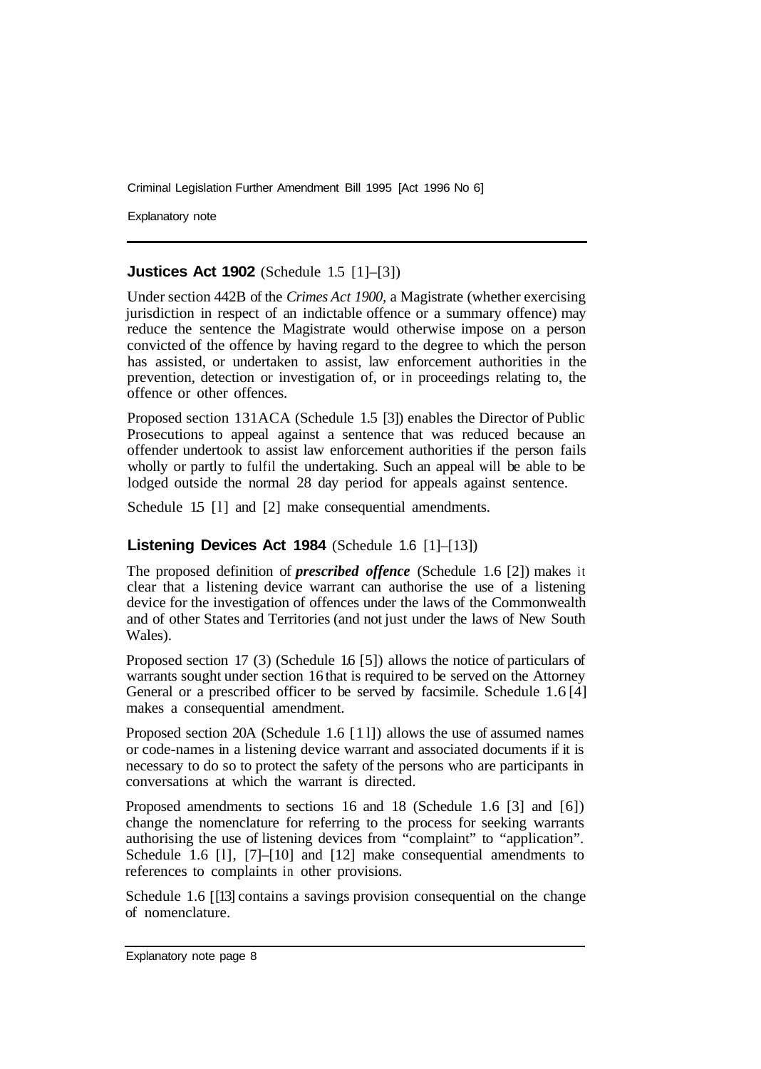### **Justices Act 1902** (Schedule 1.5 [1]–[3])

Under section 442B of the *Crimes Act 1900,* a Magistrate (whether exercising jurisdiction in respect of an indictable offence or a summary offence) may reduce the sentence the Magistrate would otherwise impose on a person convicted of the offence by having regard to the degree to which the person has assisted, or undertaken to assist, law enforcement authorities in the prevention, detection or investigation of, or in proceedings relating to, the offence or other offences.

Proposed section 131ACA (Schedule 1.5 [3]) enables the Director of Public Prosecutions to appeal against a sentence that was reduced because an offender undertook to assist law enforcement authorities if the person fails wholly or partly to fulfil the undertaking. Such an appeal will be able to be lodged outside the normal 28 day period for appeals against sentence.

Schedule 1.5 [1] and [2] make consequential amendments.

### **Listening Devices Act 1984** (Schedule 1.6 [1]–[13])

The proposed definition of ***prescribed offence*** (Schedule 1.6 [2]) makes it clear that a listening device warrant can authorise the use of a listening device for the investigation of offences under the laws of the Commonwealth and of other States and Territories (and not just under the laws of New South Wales).

Proposed section 17 (3) (Schedule 1.6 [5]) allows the notice of particulars of warrants sought under section 16 that is required to be served on the Attorney General or a prescribed officer to be served by facsimile. Schedule 1.6 [4] makes a consequential amendment.

Proposed section 20A (Schedule 1.6 [11]) allows the use of assumed names or code-names in a listening device warrant and associated documents if it is necessary to do so to protect the safety of the persons who are participants in conversations at which the warrant is directed.

Proposed amendments to sections 16 and 18 (Schedule 1.6 [3] and [6]) change the nomenclature for referring to the process for seeking warrants authorising the use of listening devices from "complaint" to "application". Schedule 1.6 [1], [7]–[10] and [12] make consequential amendments to references to complaints in other provisions.

Schedule 1.6 [13] contains a savings provision consequential on the change of nomenclature.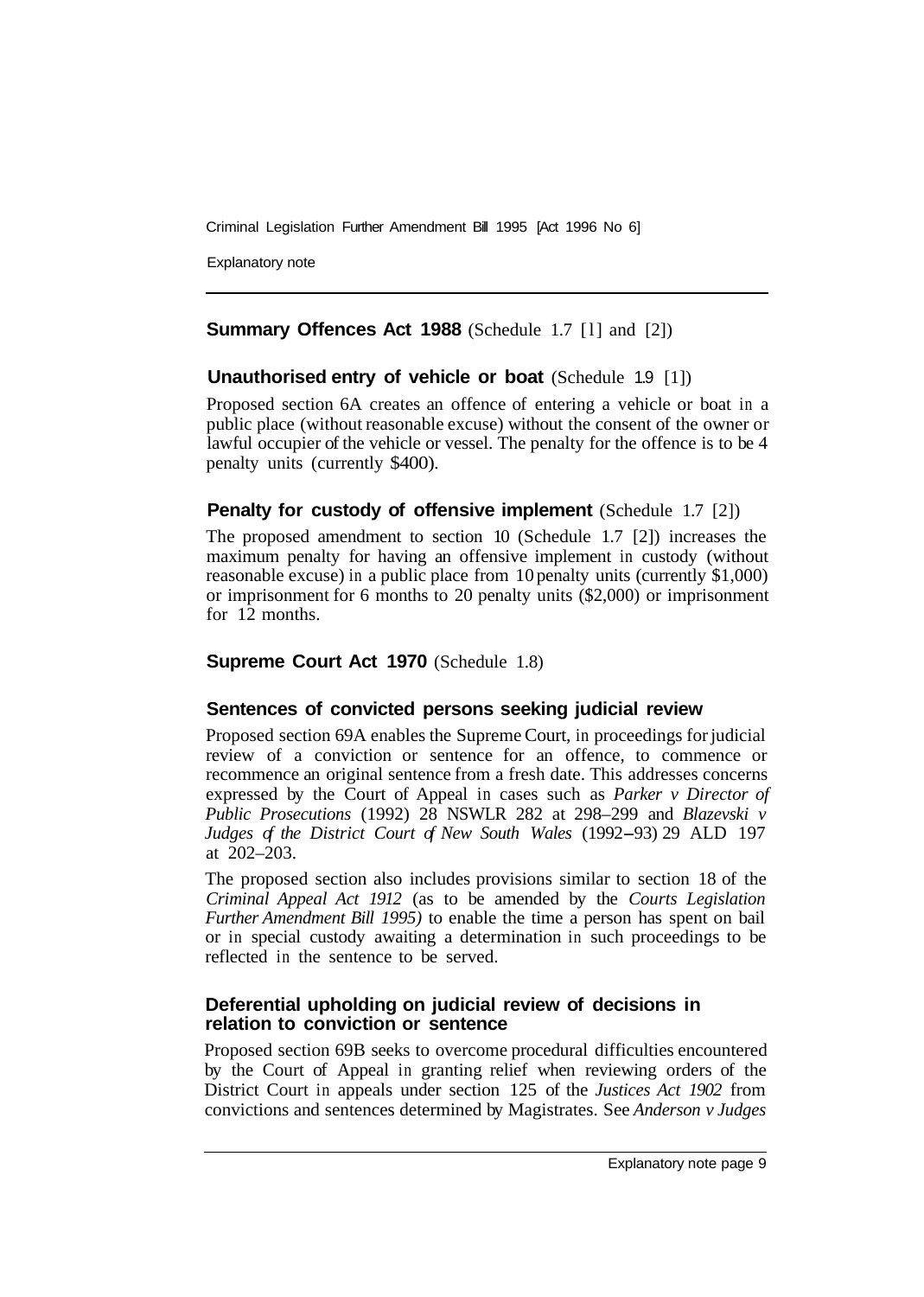**Summary Offences Act 1988** (Schedule 1.7 [1] and [2])

**Unauthorised entry of vehicle or boat** (Schedule 1.9 [1])

Proposed section 6A creates an offence of entering a vehicle or boat in a public place (without reasonable excuse) without the consent of the owner or lawful occupier of the vehicle or vessel. The penalty for the offence is to be 4 penalty units (currently $400).

**Penalty for custody of offensive implement** (Schedule 1.7 [2])

The proposed amendment to section 10 (Schedule 1.7 [2]) increases the maximum penalty for having an offensive implement in custody (without reasonable excuse) in a public place from 10 penalty units (currently $1,000) or imprisonment for 6 months to 20 penalty units ($2,000) or imprisonment for 12 months.

**Supreme Court Act 1970** (Schedule 1.8)

**Sentences of convicted persons seeking judicial review**

Proposed section 69A enables the Supreme Court, in proceedings for judicial review of a conviction or sentence for an offence, to commence or recommence an original sentence from a fresh date. This addresses concerns expressed by the Court of Appeal in cases such as *Parker v Director of Public Prosecutions* (1992) 28 NSWLR 282 at 298–299 and *Blazevski v Judges of the District Court of New South Wales* (1992–93) 29 ALD 197 at 202–203.

The proposed section also includes provisions similar to section 18 of the *Criminal Appeal Act 1912* (as to be amended by the *Courts Legislation Further Amendment Bill 1995)* to enable the time a person has spent on bail or in special custody awaiting a determination in such proceedings to be reflected in the sentence to be served.

**Deferential upholding on judicial review of decisions in relation to conviction or sentence**

Proposed section 69B seeks to overcome procedural difficulties encountered by the Court of Appeal in granting relief when reviewing orders of the District Court in appeals under section 125 of the *Justices Act 1902* from convictions and sentences determined by Magistrates. See *Anderson v Judges*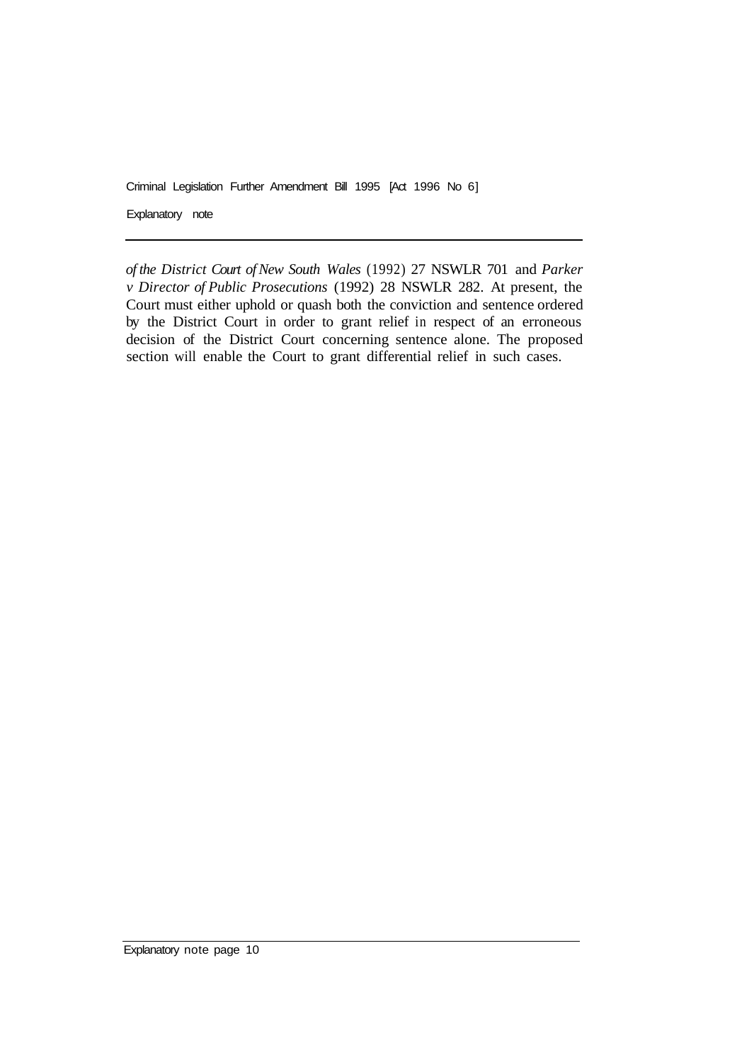*of the District Court of New South Wales* (1992) 27 NSWLR 701 and *Parker v Director of Public Prosecutions* (1992) 28 NSWLR 282. At present, the Court must either uphold or quash both the conviction and sentence ordered by the District Court in order to grant relief in respect of an erroneous decision of the District Court concerning sentence alone. The proposed section will enable the Court to grant differential relief in such cases.